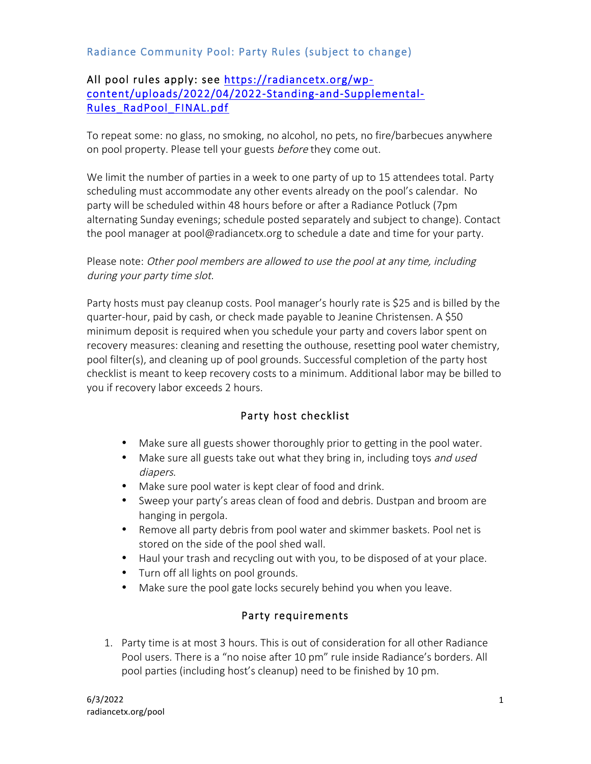# Radiance Community Pool: Party Rules (subject to change)

## All pool rules apply: see [https://radiancetx.org/wp-content/uploads/2022/04/2022-Standing-and-Supplemental-Rules_RadPool_FINAL.pdf](https://radiancetx.org/wp-content/uploads/2022/04/2022-Standing-and-Supplemental-Rules_RadPool_FINAL.pdf)

To repeat some: no glass, no smoking, no alcohol, no pets, no fire/barbecues anywhere on pool property. Please tell your guests *before* they come out.

We limit the number of parties in a week to one party of up to 15 attendees total. Party scheduling must accommodate any other events already on the pool's calendar. No party will be scheduled within 48 hours before or after a Radiance Potluck (7pm alternating Sunday evenings; schedule posted separately and subject to change). Contact the pool manager at pool@radiancetx.org to schedule a date and time for your party.

Please note: *Other pool members are allowed to use the pool at any time, including during your party time slot.*

Party hosts must pay cleanup costs. Pool manager's hourly rate is $25 and is billed by the quarter-hour, paid by cash, or check made payable to Jeanine Christensen. A $50 minimum deposit is required when you schedule your party and covers labor spent on recovery measures: cleaning and resetting the outhouse, resetting pool water chemistry, pool filter(s), and cleaning up of pool grounds. Successful completion of the party host checklist is meant to keep recovery costs to a minimum. Additional labor may be billed to you if recovery labor exceeds 2 hours.

### Party host checklist

- Make sure all guests shower thoroughly prior to getting in the pool water.
- Make sure all guests take out what they bring in, including toys *and used diapers*.
- Make sure pool water is kept clear of food and drink.
- Sweep your party's areas clean of food and debris. Dustpan and broom are hanging in pergola.
- Remove all party debris from pool water and skimmer baskets. Pool net is stored on the side of the pool shed wall.
- Haul your trash and recycling out with you, to be disposed of at your place.
- Turn off all lights on pool grounds.
- Make sure the pool gate locks securely behind you when you leave.

### Party requirements

1. Party time is at most 3 hours. This is out of consideration for all other Radiance Pool users. There is a "no noise after 10 pm" rule inside Radiance's borders. All pool parties (including host's cleanup) need to be finished by 10 pm.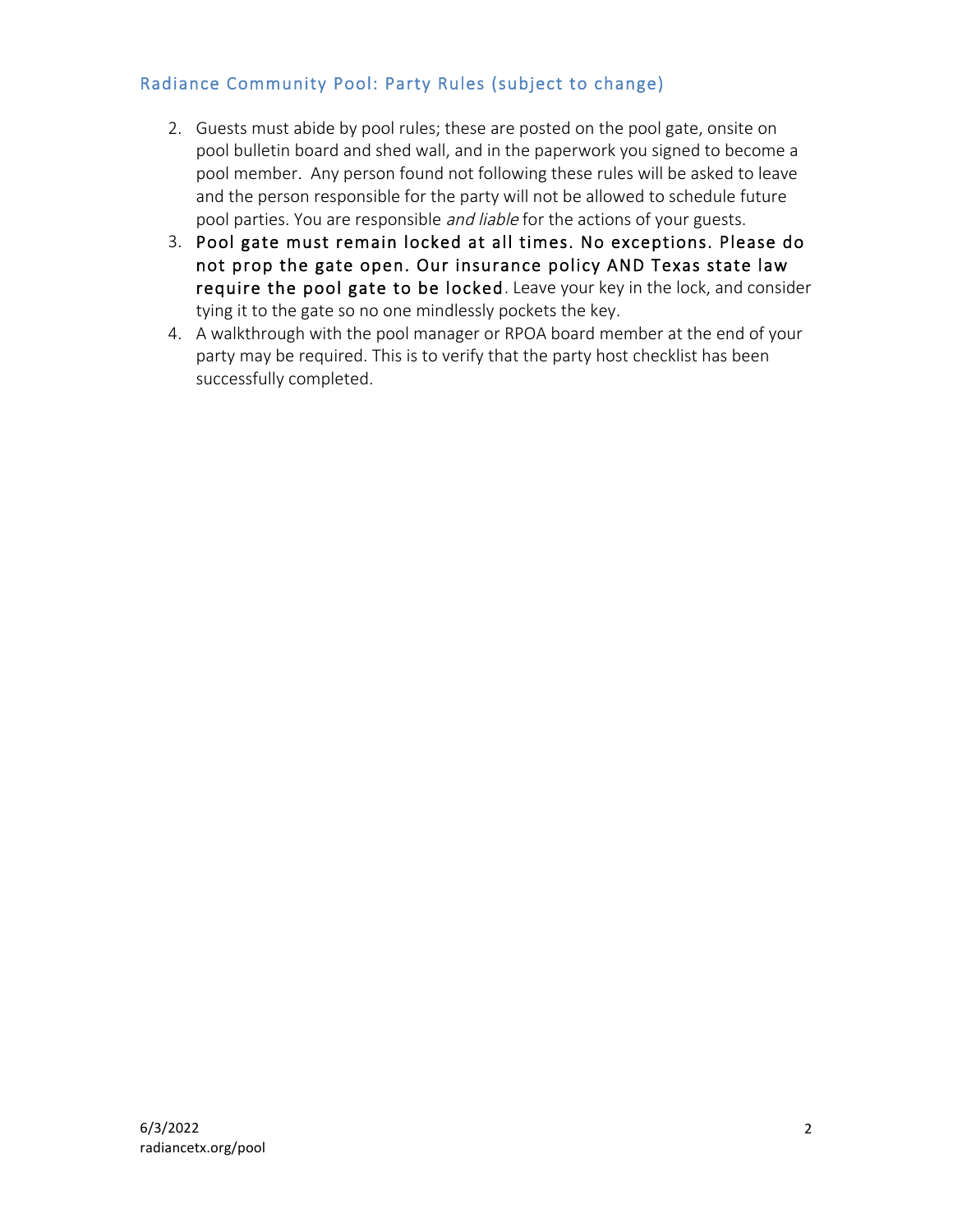## Radiance Community Pool: Party Rules (subject to change)

2. Guests must abide by pool rules; these are posted on the pool gate, onsite on pool bulletin board and shed wall, and in the paperwork you signed to become a pool member. Any person found not following these rules will be asked to leave and the person responsible for the party will not be allowed to schedule future pool parties. You are responsible *and liable* for the actions of your guests.
3. **Pool gate must remain locked at all times. No exceptions. Please do not prop the gate open. Our insurance policy AND Texas state law require the pool gate to be locked**. Leave your key in the lock, and consider tying it to the gate so no one mindlessly pockets the key.
4. A walkthrough with the pool manager or RPOA board member at the end of your party may be required. This is to verify that the party host checklist has been successfully completed.